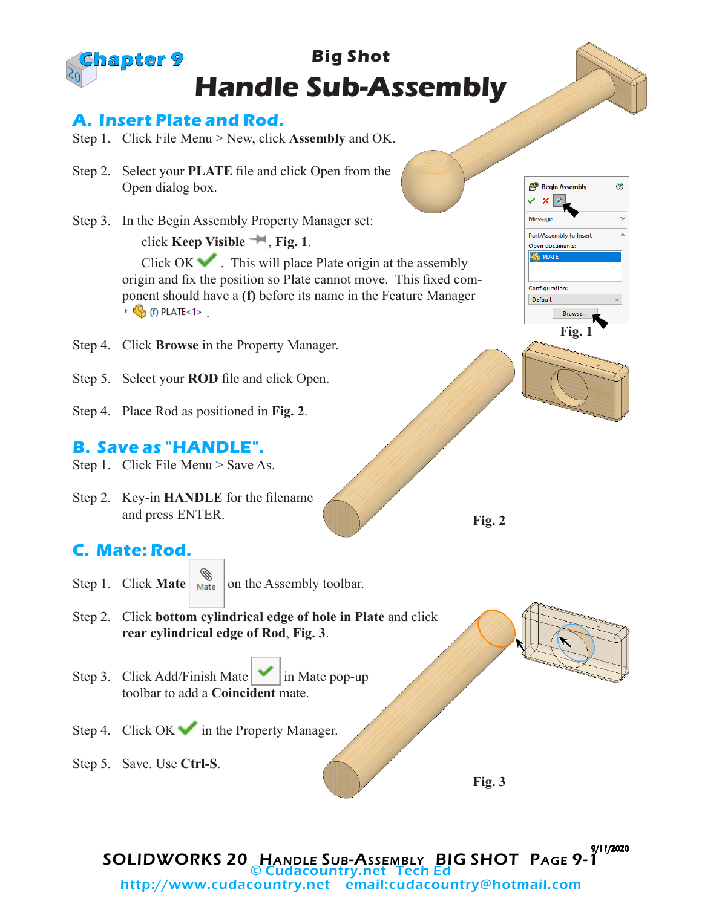# Chapter 9

## Big Shot

# Handle Sub-Assembly

## A. Insert Plate and Rod.

Step 1. Click File Menu > New, click **Assembly** and OK.

Step 2. Select your **PLATE** file and click Open from the Open dialog box.

Step 3. In the Begin Assembly Property Manager set:

click **Keep Visible**, **Fig. 1**.

Click OK . This will place Plate origin at the assembly origin and fix the position so Plate cannot move. This fixed component should have a **(f)** before its name in the Feature Manager (f) PLATE<1> .

Step 4. Click **Browse** in the Property Manager.

Step 5. Select your **ROD** file and click Open.

Step 4. Place Rod as positioned in **Fig. 2**.

**Fig. 1**

**Fig. 2**

## B. Save as "HANDLE".

Step 1. Click File Menu > Save As.

Step 2. Key-in **HANDLE** for the filename and press ENTER.

## C. Mate: Rod.

Step 1. Click **Mate** on the Assembly toolbar.

Step 2. Click **bottom cylindrical edge of hole in Plate** and click **rear cylindrical edge of Rod**, **Fig. 3**.

Step 3. Click Add/Finish Mate in Mate pop-up toolbar to add a **Coincident** mate.

Step 4. Click OK in the Property Manager.

Step 5. Save. Use **Ctrl-S**.

**Fig. 3**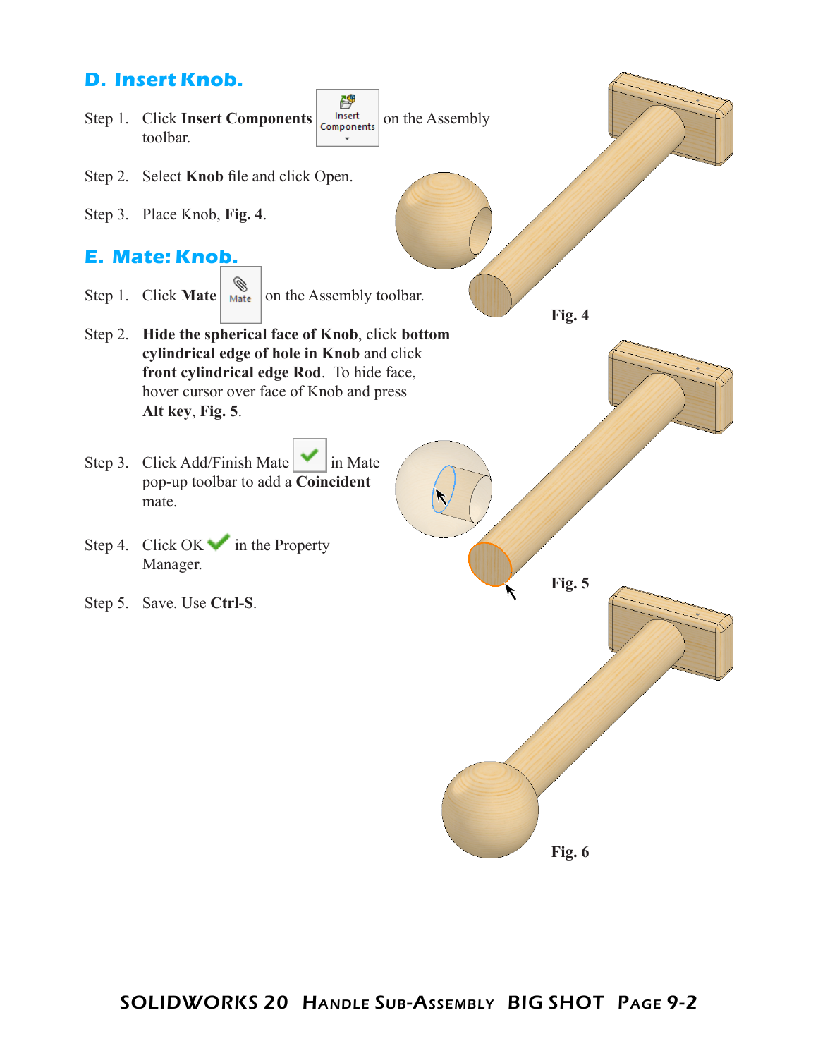## D. Insert Knob.

Step 1. Click **Insert Components** Insert Components on the Assembly toolbar.

Step 2. Select **Knob** file and click Open.

Step 3. Place Knob, **Fig. 4**.

## E. Mate: Knob.

Step 1. Click **Mate** Mate on the Assembly toolbar.

Step 2. **Hide the spherical face of Knob**, click **bottom cylindrical edge of hole in Knob** and click **front cylindrical edge Rod**. To hide face, hover cursor over face of Knob and press **Alt key**, **Fig. 5**.

Step 3. Click Add/Finish Mate in Mate pop-up toolbar to add a **Coincident** mate.

Step 4. Click OK in the Property Manager.

Step 5. Save. Use **Ctrl-S**.

**Fig. 4**

**Fig. 5**

**Fig. 6**